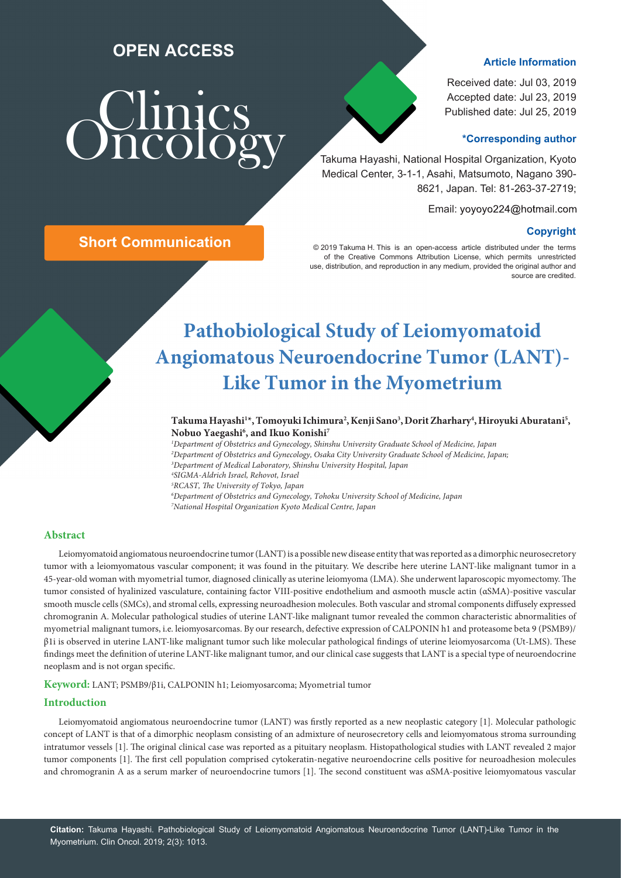**OPEN ACCESS**

# Clinics Oncology

**Article Information**

Received date: Jul 03, 2019
Accepted date: Jul 23, 2019
Published date: Jul 25, 2019

**\*Corresponding author**

Takuma Hayashi, National Hospital Organization, Kyoto Medical Center, 3-1-1, Asahi, Matsumoto, Nagano 390-8621, Japan. Tel: 81-263-37-2719;

Email: yoyoyo224@hotmail.com

**Copyright**

© 2019 Takuma H. This is an open-access article distributed under the terms of the Creative Commons Attribution License, which permits unrestricted use, distribution, and reproduction in any medium, provided the original author and source are credited.

**Short Communication**

# Pathobiological Study of Leiomyomatoid Angiomatous Neuroendocrine Tumor (LANT)-Like Tumor in the Myometrium

**Takuma Hayashi[1]\*, Tomoyuki Ichimura[2], Kenji Sano[3], Dorit Zharhary[4], Hiroyuki Aburatani[5], Nobuo Yaegashi[6], and Ikuo Konishi[7]**

[1]*Department of Obstetrics and Gynecology, Shinshu University Graduate School of Medicine, Japan*
[2]*Department of Obstetrics and Gynecology, Osaka City University Graduate School of Medicine, Japan;*
[3]*Department of Medical Laboratory, Shinshu University Hospital, Japan*
[4]*SIGMA-Aldrich Israel, Rehovot, Israel*
[5]*RCAST, The University of Tokyo, Japan*
[6]*Department of Obstetrics and Gynecology, Tohoku University School of Medicine, Japan*
[7]*National Hospital Organization Kyoto Medical Centre, Japan*

## Abstract

Leiomyomatoid angiomatous neuroendocrine tumor (LANT) is a possible new disease entity that was reported as a dimorphic neurosecretory tumor with a leiomyomatous vascular component; it was found in the pituitary. We describe here uterine LANT-like malignant tumor in a 45-year-old woman with myometrial tumor, diagnosed clinically as uterine leiomyoma (LMA). She underwent laparoscopic myomectomy. The tumor consisted of hyalinized vasculature, containing factor VIII-positive endothelium and αsmooth muscle actin (αSMA)-positive vascular smooth muscle cells (SMCs), and stromal cells, expressing neuroadhesion molecules. Both vascular and stromal components diffusely expressed chromogranin A. Molecular pathological studies of uterine LANT-like malignant tumor revealed the common characteristic abnormalities of myometrial malignant tumors, i.e. leiomyosarcomas. By our research, defective expression of CALPONIN h1 and proteasome beta 9 (PSMB9)/β1i is observed in uterine LANT-like malignant tumor such like molecular pathological findings of uterine leiomyosarcoma (Ut-LMS). These findings meet the definition of uterine LANT-like malignant tumor, and our clinical case suggests that LANT is a special type of neuroendocrine neoplasm and is not organ specific.

**Keyword:** LANT; PSMB9/β1i, CALPONIN h1; Leiomyosarcoma; Myometrial tumor

## Introduction

Leiomyomatoid angiomatous neuroendocrine tumor (LANT) was firstly reported as a new neoplastic category [1]. Molecular pathologic concept of LANT is that of a dimorphic neoplasm consisting of an admixture of neurosecretory cells and leiomyomatous stroma surrounding intratumor vessels [1]. The original clinical case was reported as a pituitary neoplasm. Histopathological studies with LANT revealed 2 major tumor components [1]. The first cell population comprised cytokeratin-negative neuroendocrine cells positive for neuroadhesion molecules and chromogranin A as a serum marker of neuroendocrine tumors [1]. The second constituent was αSMA-positive leiomyomatous vascular

**Citation:** Takuma Hayashi. Pathobiological Study of Leiomyomatoid Angiomatous Neuroendocrine Tumor (LANT)-Like Tumor in the Myometrium. Clin Oncol. 2019; 2(3): 1013.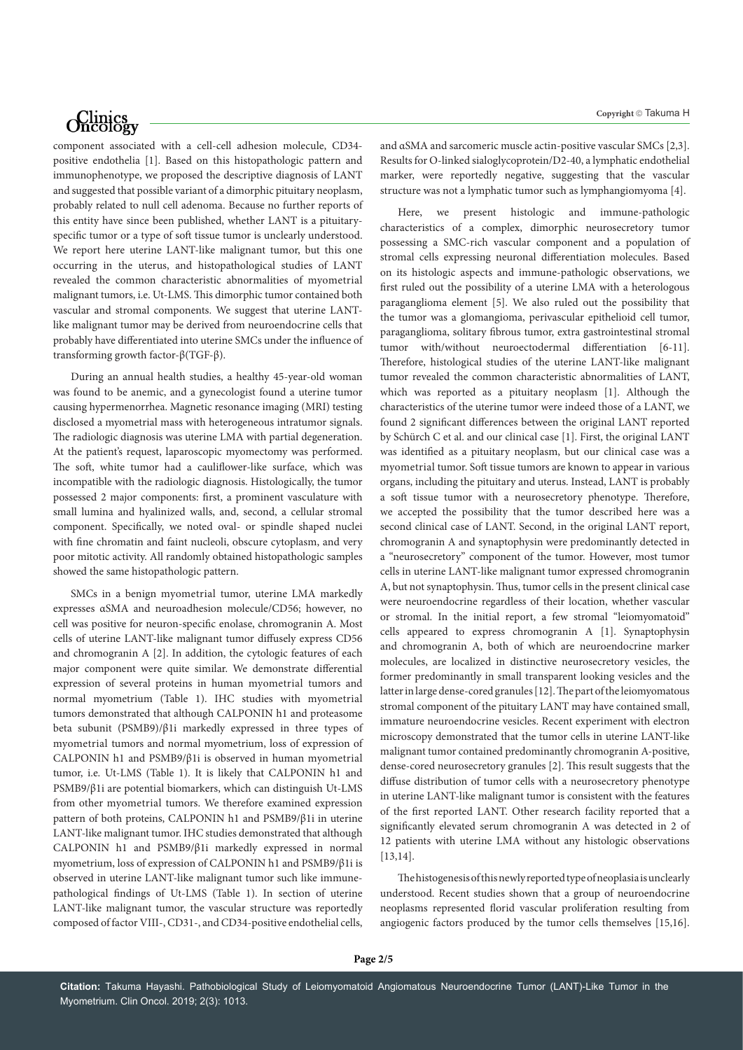component associated with a cell-cell adhesion molecule, CD34-positive endothelia [1]. Based on this histopathologic pattern and immunophenotype, we proposed the descriptive diagnosis of LANT and suggested that possible variant of a dimorphic pituitary neoplasm, probably related to null cell adenoma. Because no further reports of this entity have since been published, whether LANT is a pituitary-specific tumor or a type of soft tissue tumor is unclearly understood. We report here uterine LANT-like malignant tumor, but this one occurring in the uterus, and histopathological studies of LANT revealed the common characteristic abnormalities of myometrial malignant tumors, i.e. Ut-LMS. This dimorphic tumor contained both vascular and stromal components. We suggest that uterine LANT-like malignant tumor may be derived from neuroendocrine cells that probably have differentiated into uterine SMCs under the influence of transforming factor-β(TGF-β).

During an annual health studies, a healthy 45-year-old woman was found to be anemic, and a gynecologist found a uterine tumor causing hypermenorrhea. Magnetic resonance imaging (MRI) testing disclosed a myometrial mass with heterogeneous intratumor signals. The radiologic diagnosis was uterine LMA with partial degeneration. At the patient's request, laparoscopic myomectomy was performed. The soft, white tumor had a cauliflower-like surface, which was incompatible with the radiologic diagnosis. Histologically, the tumor possessed 2 major components: first, a prominent vasculature with small lumina and hyalinized walls, and, second, a cellular stromal component. Specifically, we noted oval- or spindle shaped nuclei with fine chromatin and faint nucleoli, obscure cytoplasm, and very poor mitotic activity. All randomly obtained histopathologic samples showed the same histopathologic pattern.

SMCs in a benign myometrial tumor, uterine LMA markedly expresses αSMA and neuroadhesion molecule/CD56; however, no cell was positive for neuron-specific enolase, chromogranin A. Most cells of uterine LANT-like malignant tumor diffusely express CD56 and chromogranin A [2]. In addition, the cytologic features of each major component were quite similar. We demonstrate differential expression of several proteins in human myometrial tumors and normal myometrium (Table 1). IHC studies with myometrial tumors demonstrated that although CALPONIN h1 and proteasome beta subunit (PSMB9)/β1i markedly expressed in three types of myometrial tumors and normal myometrium, loss of expression of CALPONIN h1 and PSMB9/β1i is observed in human myometrial tumor, i.e. Ut-LMS (Table 1). It is likely that CALPONIN h1 and PSMB9/β1i are potential biomarkers, which can distinguish Ut-LMS from other myometrial tumors. We therefore examined expression pattern of both proteins, CALPONIN h1 and PSMB9/β1i in uterine LANT-like malignant tumor. IHC studies demonstrated that although CALPONIN h1 and PSMB9/β1i markedly expressed in normal myometrium, loss of expression of CALPONIN h1 and PSMB9/β1i is observed in uterine LANT-like malignant tumor such like immune-pathological findings of Ut-LMS (Table 1). In section of uterine LANT-like malignant tumor, the vascular structure was reportedly composed of factor VIII-, CD31-, and CD34-positive endothelial cells, and αSMA and sarcomeric muscle actin-positive vascular SMCs [2,3]. Results for O-linked sialoglycoprotein/D2-40, a lymphatic endothelial marker, were reportedly negative, suggesting that the vascular structure was not a lymphatic tumor such as lymphangiomyoma [4].

Here, we present histologic and immune-pathologic characteristics of a complex, dimorphic neurosecretory tumor possessing a SMC-rich vascular component and a population of stromal cells expressing neuronal differentiation molecules. Based on its histologic aspects and immune-pathologic observations, we first ruled out the possibility of a uterine LMA with a heterologous paraganglioma element [5]. We also ruled out the possibility that the tumor was a glomangioma, perivascular epithelioid cell tumor, paraganglioma, solitary fibrous tumor, extra gastrointestinal stromal tumor with/without neuroectodermal differentiation [6-11]. Therefore, histological studies of the uterine LANT-like malignant tumor revealed the common characteristic abnormalities of LANT, which was reported as a pituitary neoplasm [1]. Although the characteristics of the uterine tumor were indeed those of a LANT, we found 2 significant differences between the original LANT reported by Schürch C et al. and our clinical case [1]. First, the original LANT was identified as a pituitary neoplasm, but our clinical case was a myometrial tumor. Soft tissue tumors are known to appear in various organs, including the pituitary and uterus. Instead, LANT is probably a soft tissue tumor with a neurosecretory phenotype. Therefore, we accepted the possibility that the tumor described here was a second clinical case of LANT. Second, in the original LANT report, chromogranin A and synaptophysin were predominantly detected in a "neurosecretory" component of the tumor. However, most tumor cells in uterine LANT-like malignant tumor expressed chromogranin A, but not synaptophysin. Thus, tumor cells in the present clinical case were neuroendocrine regardless of their location, whether vascular or stromal. In the initial report, a few stromal "leiomyomatoid" cells appeared to express chromogranin A [1]. Synaptophysin and chromogranin A, both of which are neuroendocrine marker molecules, are localized in distinctive neurosecretory vesicles, the former predominantly in small transparent looking vesicles and the latter in large dense-cored granules [12]. The part of the leiomyomatous stromal component of the pituitary LANT may have contained small, immature neuroendocrine vesicles. Recent experiment with electron microscopy demonstrated that the tumor cells in uterine LANT-like malignant tumor contained predominantly chromogranin A-positive, dense-cored neurosecretory granules [2]. This result suggests that the diffuse distribution of tumor cells with a neurosecretory phenotype in uterine LANT-like malignant tumor is consistent with the features of the first reported LANT. Other research facility reported that a significantly elevated serum chromogranin A was detected in 2 of 12 patients with uterine LMA without any histologic observations [13,14].

The histogenesis of this newly reported type of neoplasia is unclearly understood. Recent studies shown that a group of neuroendocrine neoplasms represented florid vascular proliferation resulting from angiogenic factors produced by the tumor cells themselves [15,16].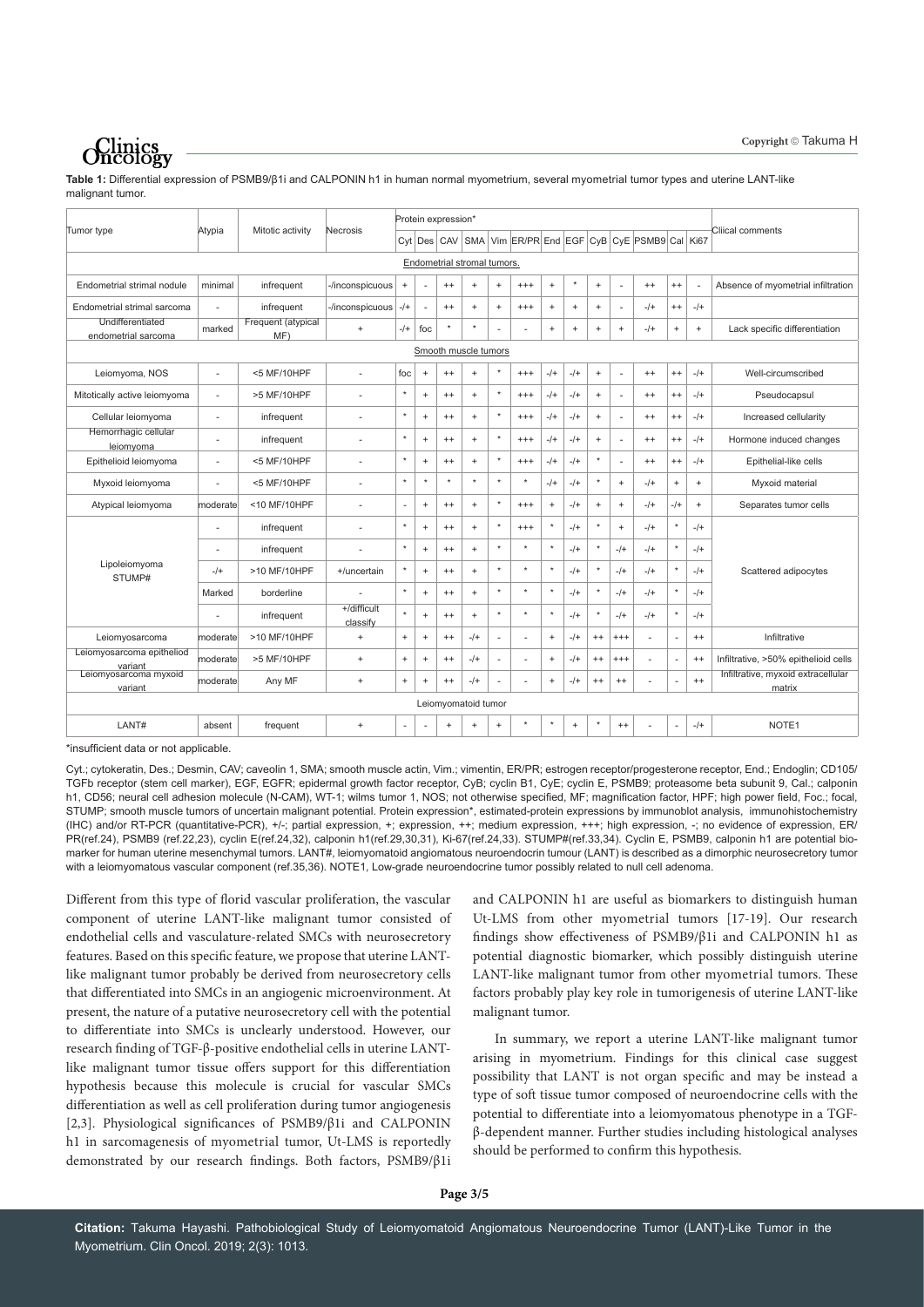**Table 1:** Differential expression of PSMB9/β1i and CALPONIN h1 in human normal myometrium, several myometrial tumor types and uterine LANT-like malignant tumor.

| Tumor type | Atypia | Mitotic activity | Necrosis | Protein expression* | | | | | | | | | | | | | | Cliical comments |
|---|---|---|---|---|---|---|---|---|---|---|---|---|---|---|---|---|---|---|
| | | | | Cyt | Des | CAV | SMA | Vim | ER/PR | End | EGF | CyB | CyE | PSMB9 | Cal | Ki67 | | |
| **Endometrial stromal tumors.** | | | | | | | | | | | | | | | | | | |
| Endometrial strimal nodule | minimal | infrequent | -/inconspicuous | + | - | ++ | + | + | +++ | + | * | + | - | ++ | ++ | - | | Absence of myometrial infiltration |
| Endometrial strimal sarcoma | - | infrequent | -/inconspicuous | -/+ | - | ++ | + | + | +++ | + | + | + | - | -/+ | ++ | -/+ | | |
| Undifferentiated endometrial sarcoma | marked | Frequent (atypical MF) | + | -/+ | foc | * | * | - | - | + | + | + | + | -/+ | + | + | | Lack specific differentiation |
| **Smooth muscle tumors** | | | | | | | | | | | | | | | | | | |
| Leiomyoma, NOS | - | <5 MF/10HPF | - | foc | + | ++ | + | * | +++ | -/+ | -/+ | + | - | ++ | ++ | -/+ | | Well-circumscribed |
| Mitotically active leiomyoma | - | >5 MF/10HPF | - | * | + | ++ | + | * | +++ | -/+ | -/+ | + | - | ++ | ++ | -/+ | | Pseudocapsul |
| Cellular leiomyoma | - | infrequent | - | * | + | ++ | + | * | +++ | -/+ | -/+ | + | - | ++ | ++ | -/+ | | Increased cellularity |
| Hemorrhagic cellular leiomyoma | - | infrequent | - | * | + | ++ | + | * | +++ | -/+ | -/+ | + | - | ++ | ++ | -/+ | | Hormone induced changes |
| Epithelioid leiomyoma | - | <5 MF/10HPF | - | * | + | ++ | + | * | +++ | -/+ | -/+ | * | - | ++ | ++ | -/+ | | Epithelial-like cells |
| Myxoid leiomyoma | - | <5 MF/10HPF | - | * | * | * | * | * | * | -/+ | -/+ | * | + | -/+ | + | + | | Myxoid material |
| Atypical leiomyoma | moderate | <10 MF/10HPF | - | - | + | ++ | + | * | +++ | + | -/+ | + | + | -/+ | -/+ | + | | Separates tumor cells |
| Lipoleiomyoma STUMP# | - | infrequent | - | * | + | ++ | + | * | +++ | * | -/+ | * | + | -/+ | * | -/+ | | Scattered adipocytes |
| | - | infrequent | - | * | + | ++ | + | * | * | * | -/+ | * | -/+ | -/+ | * | -/+ | | |
| | -/+ | >10 MF/10HPF | +/uncertain | * | + | ++ | + | * | * | * | -/+ | * | -/+ | -/+ | * | -/+ | | |
| | Marked | borderline | - | * | + | ++ | + | * | * | * | -/+ | * | -/+ | -/+ | * | -/+ | | |
| | - | infrequent | +/difficult classify | * | + | ++ | + | * | * | * | -/+ | * | -/+ | -/+ | * | -/+ | | |
| Leiomyosarcoma | moderate | >10 MF/10HPF | + | + | + | ++ | -/+ | - | - | + | -/+ | ++ | +++ | - | - | ++ | | Infiltrative |
| Leiomyosarcoma epitheliod variant | moderate | >5 MF/10HPF | + | + | + | ++ | -/+ | - | - | + | -/+ | ++ | +++ | - | - | ++ | | Infiltrative, >50% epithelioid cells |
| Leiomyosarcoma myxoid variant | moderate | Any MF | + | + | + | ++ | -/+ | - | - | + | -/+ | ++ | ++ | - | - | ++ | | Infiltrative, myxoid extracellular matrix |
| **Leiomyomatoid tumor** | | | | | | | | | | | | | | | | | | |
| LANT# | absent | frequent | + | - | - | + | + | + | * | * | + | * | ++ | - | - | -/+ | | NOTE1 |

*insufficient data or not applicable.

Cyt.; cytokeratin, Des.; Desmin, CAV; caveolin 1, SMA; smooth muscle actin, Vim.; vimentin, ER/PR; estrogen receptor/progesterone receptor, End.; Endoglin; CD105/ TGFb receptor (stem cell marker), EGF, EGFR; epidermal growth factor receptor, CyB; cyclin B1, CyE; cyclin E, PSMB9; proteasome beta subunit 9, Cal.; calponin h1, CD56; neural cell adhesion molecule (N-CAM), WT-1; wilms tumor 1, NOS; not otherwise specified, MF; magnification factor, HPF; high power field, Foc.; focal, STUMP; smooth muscle tumors of uncertain malignant potential. Protein expression*, estimated-protein expressions by immunoblot analysis, immunohistochemistry (IHC) and/or RT-PCR (quantitative-PCR), +/-; partial expression, +; expression, ++; medium expression, +++; high expression, -; no evidence of expression, ER/ PR(ref.24), PSMB9 (ref.22,23), cyclin E(ref.24,32), calponin h1(ref.29,30,31), Ki-67(ref.24,33). STUMP#(ref.33,34). Cyclin E, PSMB9, calponin h1 are potential biomarker for human uterine mesenchymal tumors. LANT#, leiomyomatoid angiomatous neuroendocrin tumour (LANT) is described as a dimorphic neurosecretory tumor with a leiomyomatous vascular component (ref.35,36). NOTE1, Low-grade neuroendocrine tumor possibly related to null cell adenoma.

Different from this type of florid vascular proliferation, the vascular component of uterine LANT-like malignant tumor consisted of endothelial cells and vasculature-related SMCs with neurosecretory features. Based on this specific feature, we propose that uterine LANT-like malignant tumor probably be derived from neurosecretory cells that differentiated into SMCs in an angiogenic microenvironment. At present, the nature of a putative neurosecretory cell with the potential to differentiate into SMCs is uncleraly understood. However, our research finding of TGF-β-positive endothelial cells in uterine LANT-like malignant tumor tissue offers support for this differentiation hypothesis because this molecule is crucial for vascular SMCs differentiation as well as cell proliferation during tumor angiogenesis [2,3]. Physiological significances of PSMB9/β1i and CALPONIN h1 in sarcomagenesis of myometrial tumor, Ut-LMS is reportedly demonstrated by our research findings. Both factors, PSMB9/β1i and CALPONIN h1 are useful as biomarkers to distinguish human Ut-LMS from other myometrial tumors [17-19]. Our research findings show effectiveness of PSMB9/β1i and CALPONIN h1 as potential diagnostic biomarker, which possibly distinguish uterine LANT-like malignant tumor from other myometrial tumors. These factors probably play key role in tumorigenesis of uterine LANT-like malignant tumor.

In summary, we report a uterine LANT-like malignant tumor arising in myometrium. Findings for this clinical case suggest possibility that LANT is not organ specific and may be instead a type of soft tissue tumor composed of neuroendocrine cells with the potential to differentiate into a leiomyomatous phenotype in a TGF-β-dependent manner. Further studies including histological analyses should be performed to confirm this hypothesis.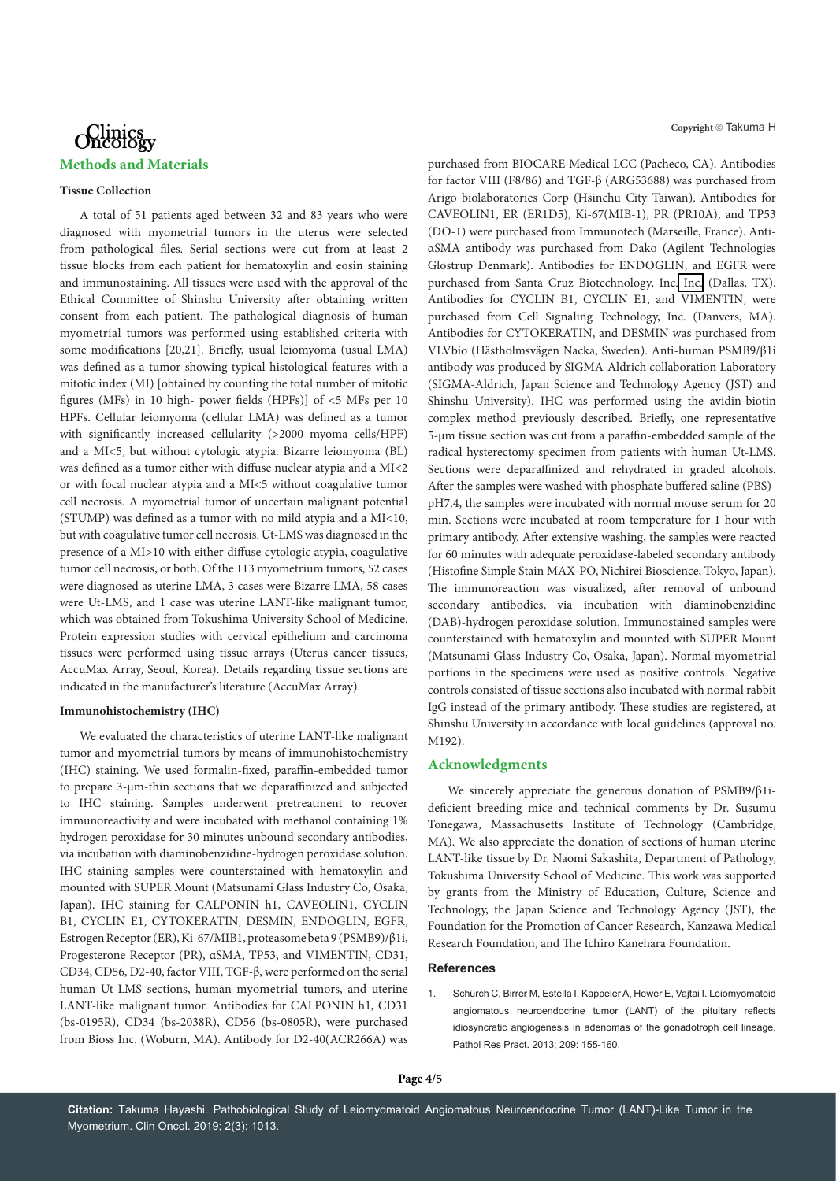## Methods and Materials

### Tissue Collection

A total of 51 patients aged between 32 and 83 years who were diagnosed with myometrial tumors in the uterus were selected from pathological files. Serial sections were cut from at least 2 tissue blocks from each patient for hematoxylin and eosin staining and immunostaining. All tissues were used with the approval of the Ethical Committee of Shinshu University after obtaining written consent from each patient. The pathological diagnosis of human myometrial tumors was performed using established criteria with some modifications [20,21]. Briefly, usual leiomyoma (usual LMA) was defined as a tumor showing typical histological features with a mitotic index (MI) [obtained by counting the total number of mitotic figures (MFs) in 10 high- power fields (HPFs)] of <5 MFs per 10 HPFs. Cellular leiomyoma (cellular LMA) was defined as a tumor with significantly increased cellularity (>2000 myoma cells/HPF) and a MI<5, but without cytologic atypia. Bizarre leiomyoma (BL) was defined as a tumor either with diffuse nuclear atypia and a MI<2 or with focal nuclear atypia and a MI<5 without coagulative tumor cell necrosis. A myometrial tumor of uncertain malignant potential (STUMP) was defined as a tumor with no mild atypia and a MI<10, but with coagulative tumor cell necrosis. Ut-LMS was diagnosed in the presence of a MI>10 with either diffuse cytologic atypia, coagulative tumor cell necrosis, or both. Of the 113 myometrium tumors, 52 cases were diagnosed as uterine LMA, 3 cases were Bizarre LMA, 58 cases were Ut-LMS, and 1 case was uterine LANT-like malignant tumor, which was obtained from Tokushima University School of Medicine. Protein expression studies with cervical epithelium and carcinoma tissues were performed using tissue arrays (Uterus cancer tissues, AccuMax Array, Seoul, Korea). Details regarding tissue sections are indicated in the manufacturer's literature (AccuMax Array).

### Immunohistochemistry (IHC)

We evaluated the characteristics of uterine LANT-like malignant tumor and myometrial tumors by means of immunohistochemistry (IHC) staining. We used formalin-fixed, paraffin-embedded tumor to prepare 3-μm-thin sections that we deparaffinized and subjected to IHC staining. Samples underwent pretreatment to recover immunoreactivity and were incubated with methanol containing 1% hydrogen peroxidase for 30 minutes unbound secondary antibodies, via incubation with diaminobenzidine-hydrogen peroxidase solution. IHC staining samples were counterstained with hematoxylin and mounted with SUPER Mount (Matsunami Glass Industry Co, Osaka, Japan). IHC staining for CALPONIN h1, CAVEOLIN1, CYCLIN B1, CYCLIN E1, CYTOKERATIN, DESMIN, ENDOGLIN, EGFR, Estrogen Receptor (ER), Ki-67/MIB1, proteasome beta 9 (PSMB9)/β1i, Progesterone Receptor (PR), αSMA, TP53, and VIMENTIN, CD31, CD34, CD56, D2-40, factor VIII, TGF-β, were performed on the serial human Ut-LMS sections, human myometrial tumors, and uterine LANT-like malignant tumor. Antibodies for CALPONIN h1, CD31 (bs-0195R), CD34 (bs-2038R), CD56 (bs-0805R), were purchased from Bioss Inc. (Woburn, MA). Antibody for D2-40(ACR266A) was purchased from BIOCARE Medical LCC (Pacheco, CA). Antibodies for factor VIII (F8/86) and TGF-β (ARG53688) was purchased from Arigo biolaboratories Corp (Hsinchu City Taiwan). Antibodies for CAVEOLIN1, ER (ER1D5), Ki-67(MIB-1), PR (PR10A), and TP53 (DO-1) were purchased from Immunotech (Marseille, France). Anti-αSMA antibody was purchased from Dako (Agilent Technologies Glostrup Denmark). Antibodies for ENDOGLIN, and EGFR were purchased from Santa Cruz Biotechnology, Inc. Inc. (Dallas, TX). Antibodies for CYCLIN B1, CYCLIN E1, and VIMENTIN, were purchased from Cell Signaling Technology, Inc. (Danvers, MA). Antibodies for CYTOKERATIN, and DESMIN was purchased from VLVbio (Hästholmsvägen Nacka, Sweden). Anti-human PSMB9/β1i antibody was produced by SIGMA-Aldrich collaboration Laboratory (SIGMA-Aldrich, Japan Science and Technology Agency (JST) and Shinshu University). IHC was performed using the avidin-biotin complex method previously described. Briefly, one representative 5-μm tissue section was cut from a paraffin-embedded sample of the radical hysterectomy specimen from patients with human Ut-LMS. Sections were deparaffinized and rehydrated in graded alcohols. After the samples were washed with phosphate buffered saline (PBS)-pH7.4, the samples were incubated with normal mouse serum for 20 min. Sections were incubated at room temperature for 1 hour with primary antibody. After extensive washing, the samples were reacted for 60 minutes with adequate peroxidase-labeled secondary antibody (Histofine Simple Stain MAX-PO, Nichirei Bioscience, Tokyo, Japan). The immunoreaction was visualized, after removal of unbound secondary antibodies, via incubation with diaminobenzidine (DAB)-hydrogen peroxidase solution. Immunostained samples were counterstained with hematoxylin and mounted with SUPER Mount (Matsunami Glass Industry Co, Osaka, Japan). Normal myometrial portions in the specimens were used as positive controls. Negative controls consisted of tissue sections also incubated with normal rabbit IgG instead of the primary antibody. These studies are registered, at Shinshu University in accordance with local guidelines (approval no. M192).

## Acknowledgments

We sincerely appreciate the generous donation of PSMB9/β1i-deficient breeding mice and technical comments by Dr. Susumu Tonegawa, Massachusetts Institute of Technology (Cambridge, MA). We also appreciate the donation of sections of human uterine LANT-like tissue by Dr. Naomi Sakashita, Department of Pathology, Tokushima University School of Medicine. This work was supported by grants from the Ministry of Education, Culture, Science and Technology, the Japan Science and Technology Agency (JST), the Foundation for the Promotion of Cancer Research, Kanzawa Medical Research Foundation, and The Ichiro Kanehara Foundation.

## References

1. Schürch C, Birrer M, Estella I, Kappeler A, Hewer E, Vajtai I. Leiomyomatoid angiomatous neuroendocrine tumor (LANT) of the pituitary reflects idiosyncratic angiogenesis in adenomas of the gonadotroph cell lineage. Pathol Res Pract. 2013; 209: 155-160.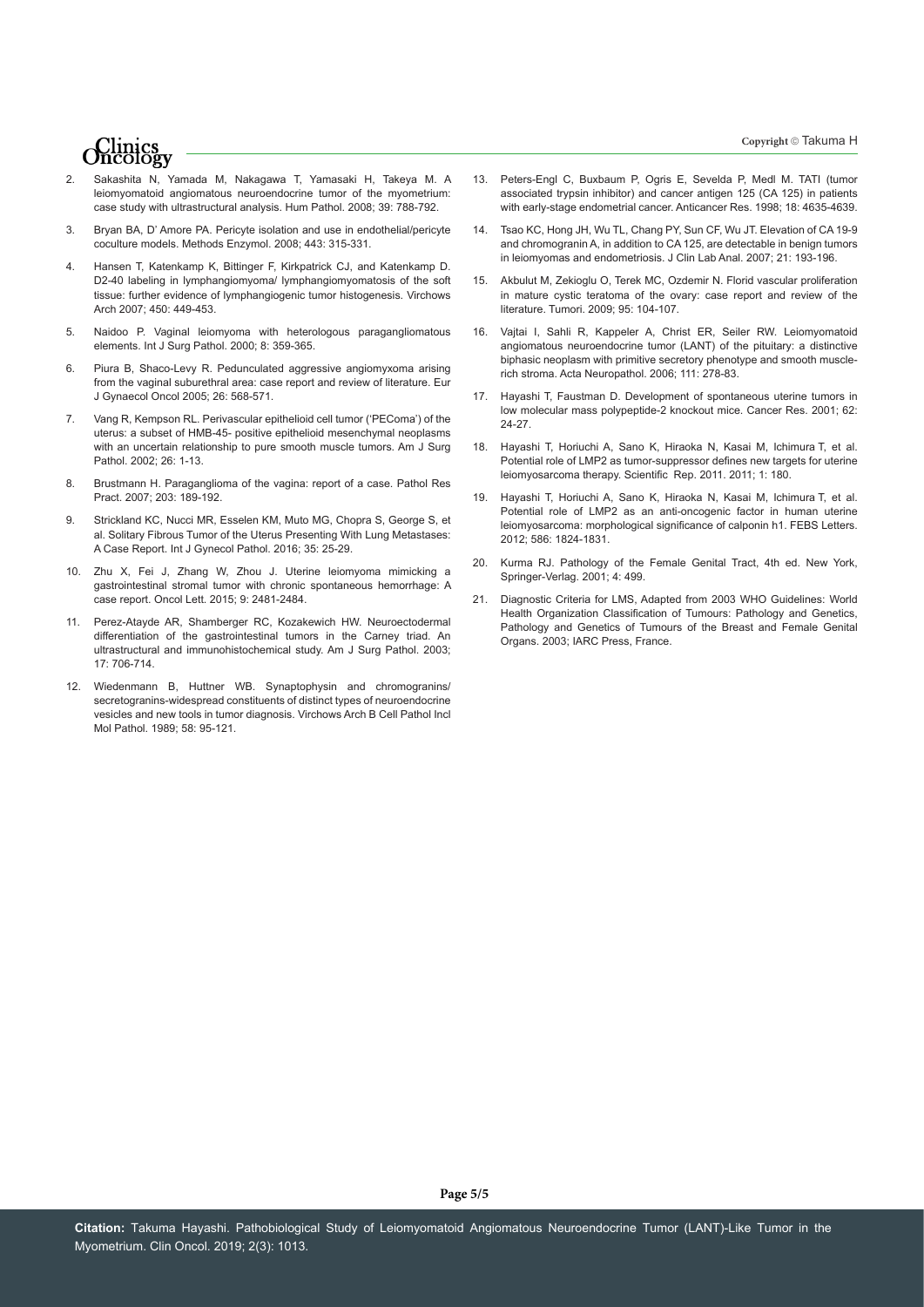2. Sakashita N, Yamada M, Nakagawa T, Yamasaki H, Takeya M. A leiomyomatoid angiomatous neuroendocrine tumor of the myometrium: case study with ultrastructural analysis. Hum Pathol. 2008; 39: 788-792.

3. Bryan BA, D' Amore PA. Pericyte isolation and use in endothelial/pericyte coculture models. Methods Enzymol. 2008; 443: 315-331.

4. Hansen T, Katenkamp K, Bittinger F, Kirkpatrick CJ, and Katenkamp D. D2-40 labeling in lymphangiomyoma/ lymphangiomyomatosis of the soft tissue: further evidence of lymphangiogenic tumor histogenesis. Virchows Arch 2007; 450: 449-453.

5. Naidoo P. Vaginal leiomyoma with heterologous paragangliomatous elements. Int J Surg Pathol. 2000; 8: 359-365.

6. Piura B, Shaco-Levy R. Pedunculated aggressive angiomyxoma arising from the vaginal suburethral area: case report and review of literature. Eur J Gynaecol Oncol 2005; 26: 568-571.

7. Vang R, Kempson RL. Perivascular epithelioid cell tumor ('PEComa') of the uterus: a subset of HMB-45- positive epithelioid mesenchymal neoplasms with an uncertain relationship to pure smooth muscle tumors. Am J Surg Pathol. 2002; 26: 1-13.

8. Brustmann H. Paraganglioma of the vagina: report of a case. Pathol Res Pract. 2007; 203: 189-192.

9. Strickland KC, Nucci MR, Esselen KM, Muto MG, Chopra S, George S, et al. Solitary Fibrous Tumor of the Uterus Presenting With Lung Metastases: A Case Report. Int J Gynecol Pathol. 2016; 35: 25-29.

10. Zhu X, Fei J, Zhang W, Zhou J. Uterine leiomyoma mimicking a gastrointestinal stromal tumor with chronic spontaneous hemorrhage: A case report. Oncol Lett. 2015; 9: 2481-2484.

11. Perez-Atayde AR, Shamberger RC, Kozakewich HW. Neuroectodermal differentiation of the gastrointestinal tumors in the Carney triad. An ultrastructural and immunohistochemical study. Am J Surg Pathol. 2003; 17: 706-714.

12. Wiedenmann B, Huttner WB. Synaptophysin and chromogranins/ secretogranins-widespread constituents of distinct types of neuroendocrine vesicles and new tools in tumor diagnosis. Virchows Arch B Cell Pathol Incl Mol Pathol. 1989; 58: 95-121.

13. Peters-Engl C, Buxbaum P, Ogris E, Sevelda P, Medl M. TATI (tumor associated trypsin inhibitor) and cancer antigen 125 (CA 125) in patients with early-stage endometrial cancer. Anticancer Res. 1998; 18: 4635-4639.

14. Tsao KC, Hong JH, Wu TL, Chang PY, Sun CF, Wu JT. Elevation of CA 19-9 and chromogranin A, in addition to CA 125, are detectable in benign tumors in leiomyomas and endometriosis. J Clin Lab Anal. 2007; 21: 193-196.

15. Akbulut M, Zekioglu O, Terek MC, Ozdemir N. Florid vascular proliferation in mature cystic teratoma of the ovary: case report and review of the literature. Tumori. 2009; 95: 104-107.

16. Vajtai I, Sahli R, Kappeler A, Christ ER, Seiler RW. Leiomyomatoid angiomatous neuroendocrine tumor (LANT) of the pituitary: a distinctive biphasic neoplasm with primitive secretory phenotype and smooth muscle-rich stroma. Acta Neuropathol. 2006; 111: 278-83.

17. Hayashi T, Faustman D. Development of spontaneous uterine tumors in low molecular mass polypeptide-2 knockout mice. Cancer Res. 2001; 62: 24-27.

18. Hayashi T, Horiuchi A, Sano K, Hiraoka N, Kasai M, Ichimura T, et al. Potential role of LMP2 as tumor-suppressor defines new targets for uterine leiomyosarcoma therapy. Scientific Rep. 2011. 2011; 1: 180.

19. Hayashi T, Horiuchi A, Sano K, Hiraoka N, Kasai M, Ichimura T, et al. Potential role of LMP2 as an anti-oncogenic factor in human uterine leiomyosarcoma: morphological significance of calponin h1. FEBS Letters. 2012; 586: 1824-1831.

20. Kurma RJ. Pathology of the Female Genital Tract, 4th ed. New York, Springer-Verlag. 2001; 4: 499.

21. Diagnostic Criteria for LMS, Adapted from 2003 WHO Guidelines: World Health Organization Classification of Tumours: Pathology and Genetics, Pathology and Genetics of Tumours of the Breast and Female Genital Organs. 2003; IARC Press, France.